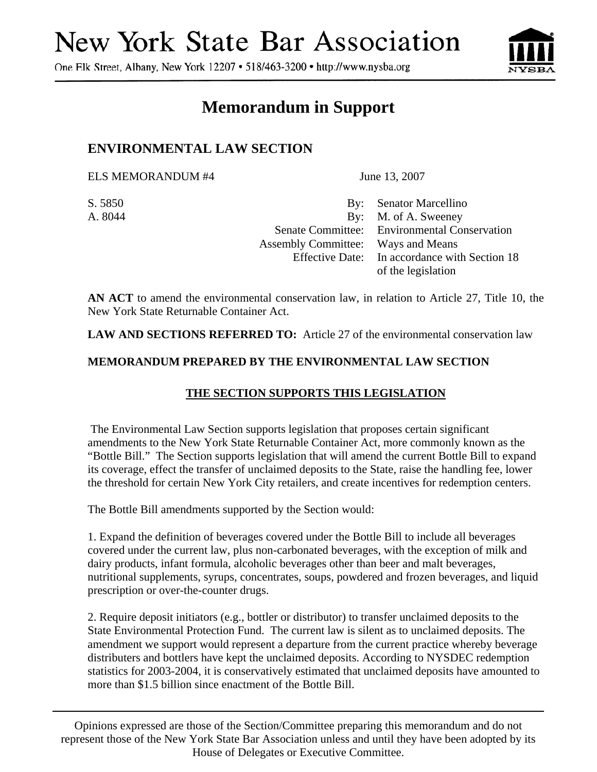# New York State Bar Association

One Elk Street, Albany, New York 12207 • 518/463-3200 • http://www.nysba.org

## Memorandum in Support

### ENVIRONMENTAL LAW SECTION

ELS MEMORANDUM #4 June 13, 2007

| | | |
|---|---|---|
| S. 5850 | By: | Senator Marcellino |
| A. 8044 | By: | M. of A. Sweeney |
| | Senate Committee: | Environmental Conservation |
| | Assembly Committee: | Ways and Means |
| | Effective Date: | In accordance with Section 18 of the legislation |

**AN ACT** to amend the environmental conservation law, in relation to Article 27, Title 10, the New York State Returnable Container Act.

**LAW AND SECTIONS REFERRED TO:** Article 27 of the environmental conservation law

**MEMORANDUM PREPARED BY THE ENVIRONMENTAL LAW SECTION**

**THE SECTION SUPPORTS THIS LEGISLATION**

The Environmental Law Section supports legislation that proposes certain significant amendments to the New York State Returnable Container Act, more commonly known as the "Bottle Bill." The Section supports legislation that will amend the current Bottle Bill to expand its coverage, effect the transfer of unclaimed deposits to the State, raise the handling fee, lower the threshold for certain New York City retailers, and create incentives for redemption centers.

The Bottle Bill amendments supported by the Section would:

1. Expand the definition of beverages covered under the Bottle Bill to include all beverages covered under the current law, plus non-carbonated beverages, with the exception of milk and dairy products, infant formula, alcoholic beverages other than beer and malt beverages, nutritional supplements, syrups, concentrates, soups, powdered and frozen beverages, and liquid prescription or over-the-counter drugs.

2. Require deposit initiators (e.g., bottler or distributor) to transfer unclaimed deposits to the State Environmental Protection Fund. The current law is silent as to unclaimed deposits. The amendment we support would represent a departure from the current practice whereby beverage distributers and bottlers have kept the unclaimed deposits. According to NYSDEC redemption statistics for 2003-2004, it is conservatively estimated that unclaimed deposits have amounted to more than $1.5 billion since enactment of the Bottle Bill.

Opinions expressed are those of the Section/Committee preparing this memorandum and do not represent those of the New York State Bar Association unless and until they have been adopted by its House of Delegates or Executive Committee.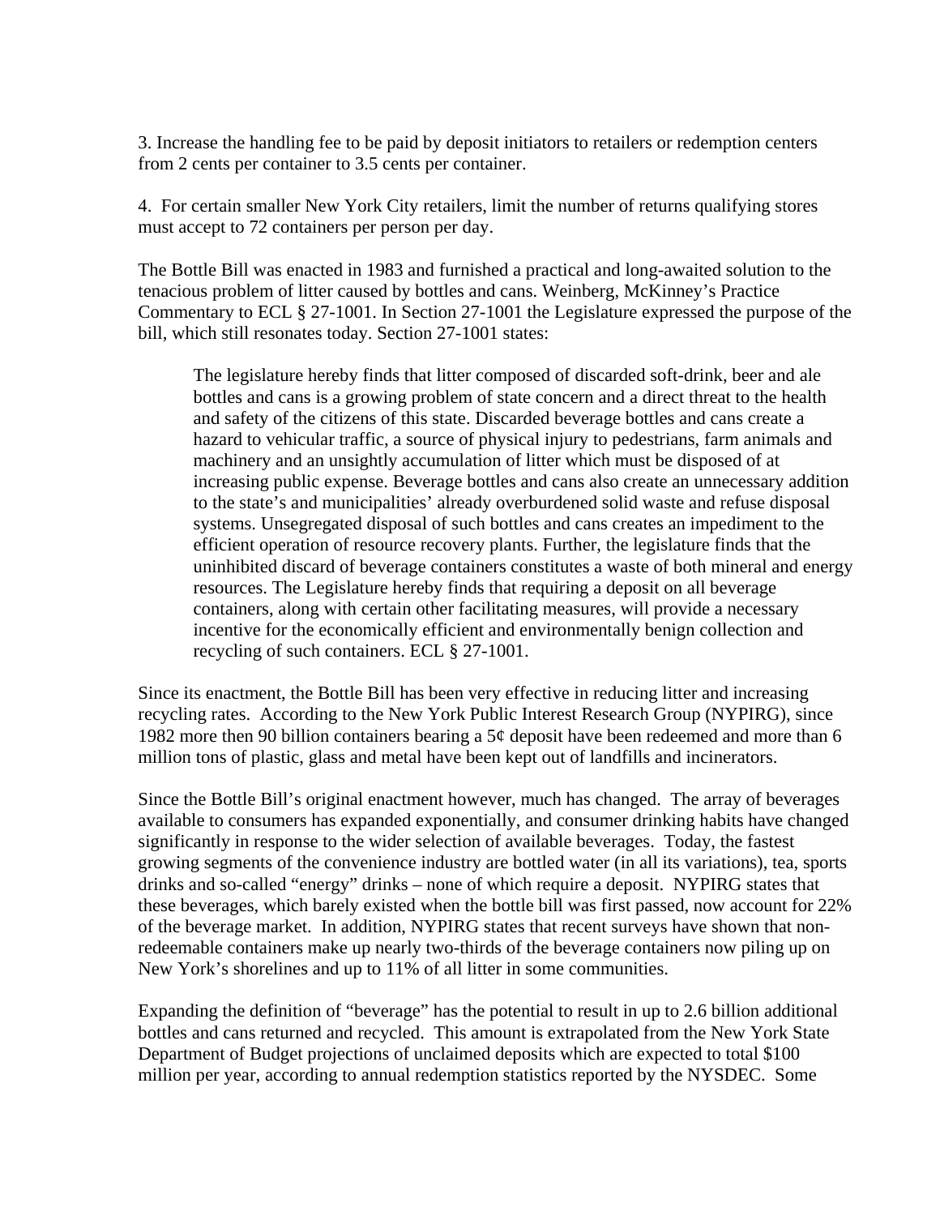3. Increase the handling fee to be paid by deposit initiators to retailers or redemption centers from 2 cents per container to 3.5 cents per container.

4. For certain smaller New York City retailers, limit the number of returns qualifying stores must accept to 72 containers per person per day.

The Bottle Bill was enacted in 1983 and furnished a practical and long-awaited solution to the tenacious problem of litter caused by bottles and cans. Weinberg, McKinney's Practice Commentary to ECL § 27-1001. In Section 27-1001 the Legislature expressed the purpose of the bill, which still resonates today. Section 27-1001 states:

> The legislature hereby finds that litter composed of discarded soft-drink, beer and ale bottles and cans is a growing problem of state concern and a direct threat to the health and safety of the citizens of this state. Discarded beverage bottles and cans create a hazard to vehicular traffic, a source of physical injury to pedestrians, farm animals and machinery and an unsightly accumulation of litter which must be disposed of at increasing public expense. Beverage bottles and cans also create an unnecessary addition to the state's and municipalities' already overburdened solid waste and refuse disposal systems. Unsegregated disposal of such bottles and cans creates an impediment to the efficient operation of resource recovery plants. Further, the legislature finds that the uninhibited discard of beverage containers constitutes a waste of both mineral and energy resources. The Legislature hereby finds that requiring a deposit on all beverage containers, along with certain other facilitating measures, will provide a necessary incentive for the economically efficient and environmentally benign collection and recycling of such containers. ECL § 27-1001.

Since its enactment, the Bottle Bill has been very effective in reducing litter and increasing recycling rates. According to the New York Public Interest Research Group (NYPIRG), since 1982 more then 90 billion containers bearing a 5¢ deposit have been redeemed and more than 6 million tons of plastic, glass and metal have been kept out of landfills and incinerators.

Since the Bottle Bill's original enactment however, much has changed. The array of beverages available to consumers has expanded exponentially, and consumer drinking habits have changed significantly in response to the wider selection of available beverages. Today, the fastest growing segments of the convenience industry are bottled water (in all its variations), tea, sports drinks and so-called "energy" drinks – none of which require a deposit. NYPIRG states that these beverages, which barely existed when the bottle bill was first passed, now account for 22% of the beverage market. In addition, NYPIRG states that recent surveys have shown that non-redeemable containers make up nearly two-thirds of the beverage containers now piling up on New York's shorelines and up to 11% of all litter in some communities.

Expanding the definition of "beverage" has the potential to result in up to 2.6 billion additional bottles and cans returned and recycled. This amount is extrapolated from the New York State Department of Budget projections of unclaimed deposits which are expected to total $100 million per year, according to annual redemption statistics reported by the NYSDEC. Some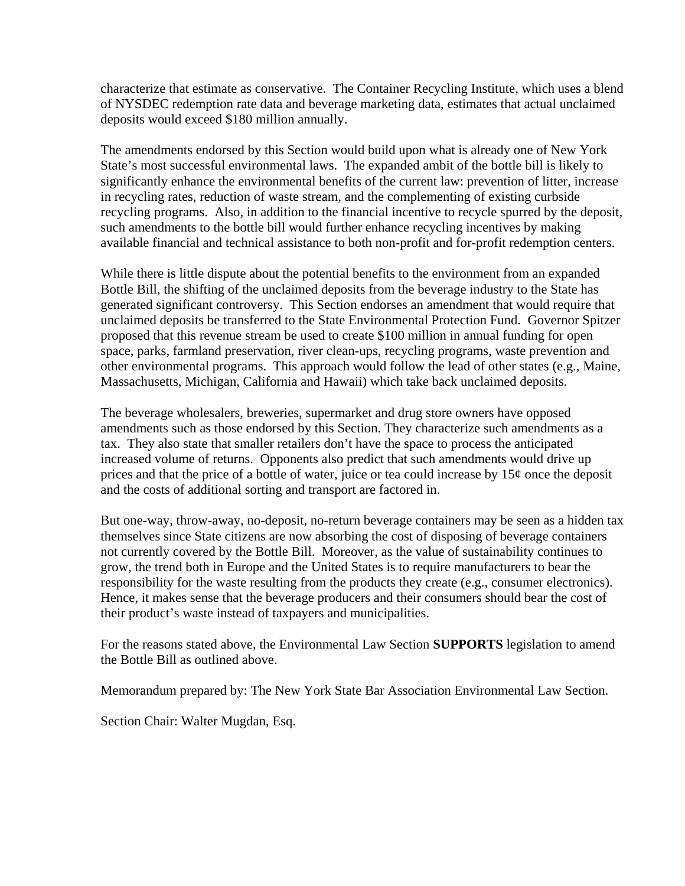characterize that estimate as conservative. The Container Recycling Institute, which uses a blend of NYSDEC redemption rate data and beverage marketing data, estimates that actual unclaimed deposits would exceed $180 million annually.

The amendments endorsed by this Section would build upon what is already one of New York State's most successful environmental laws. The expanded ambit of the bottle bill is likely to significantly enhance the environmental benefits of the current law: prevention of litter, increase in recycling rates, reduction of waste stream, and the complementing of existing curbside recycling programs. Also, in addition to the financial incentive to recycle spurred by the deposit, such amendments to the bottle bill would further enhance recycling incentives by making available financial and technical assistance to both non-profit and for-profit redemption centers.

While there is little dispute about the potential benefits to the environment from an expanded Bottle Bill, the shifting of the unclaimed deposits from the beverage industry to the State has generated significant controversy. This Section endorses an amendment that would require that unclaimed deposits be transferred to the State Environmental Protection Fund. Governor Spitzer proposed that this revenue stream be used to create $100 million in annual funding for open space, parks, farmland preservation, river clean-ups, recycling programs, waste prevention and other environmental programs. This approach would follow the lead of other states (e.g., Maine, Massachusetts, Michigan, California and Hawaii) which take back unclaimed deposits.

The beverage wholesalers, breweries, supermarket and drug store owners have opposed amendments such as those endorsed by this Section. They characterize such amendments as a tax. They also state that smaller retailers don't have the space to process the anticipated increased volume of returns. Opponents also predict that such amendments would drive up prices and that the price of a bottle of water, juice or tea could increase by 15¢ once the deposit and the costs of additional sorting and transport are factored in.

But one-way, throw-away, no-deposit, no-return beverage containers may be seen as a hidden tax themselves since State citizens are now absorbing the cost of disposing of beverage containers not currently covered by the Bottle Bill. Moreover, as the value of sustainability continues to grow, the trend both in Europe and the United States is to require manufacturers to bear the responsibility for the waste resulting from the products they create (e.g., consumer electronics). Hence, it makes sense that the beverage producers and their consumers should bear the cost of their product's waste instead of taxpayers and municipalities.

For the reasons stated above, the Environmental Law Section **SUPPORTS** legislation to amend the Bottle Bill as outlined above.

Memorandum prepared by: The New York State Bar Association Environmental Law Section.

Section Chair: Walter Mugdan, Esq.